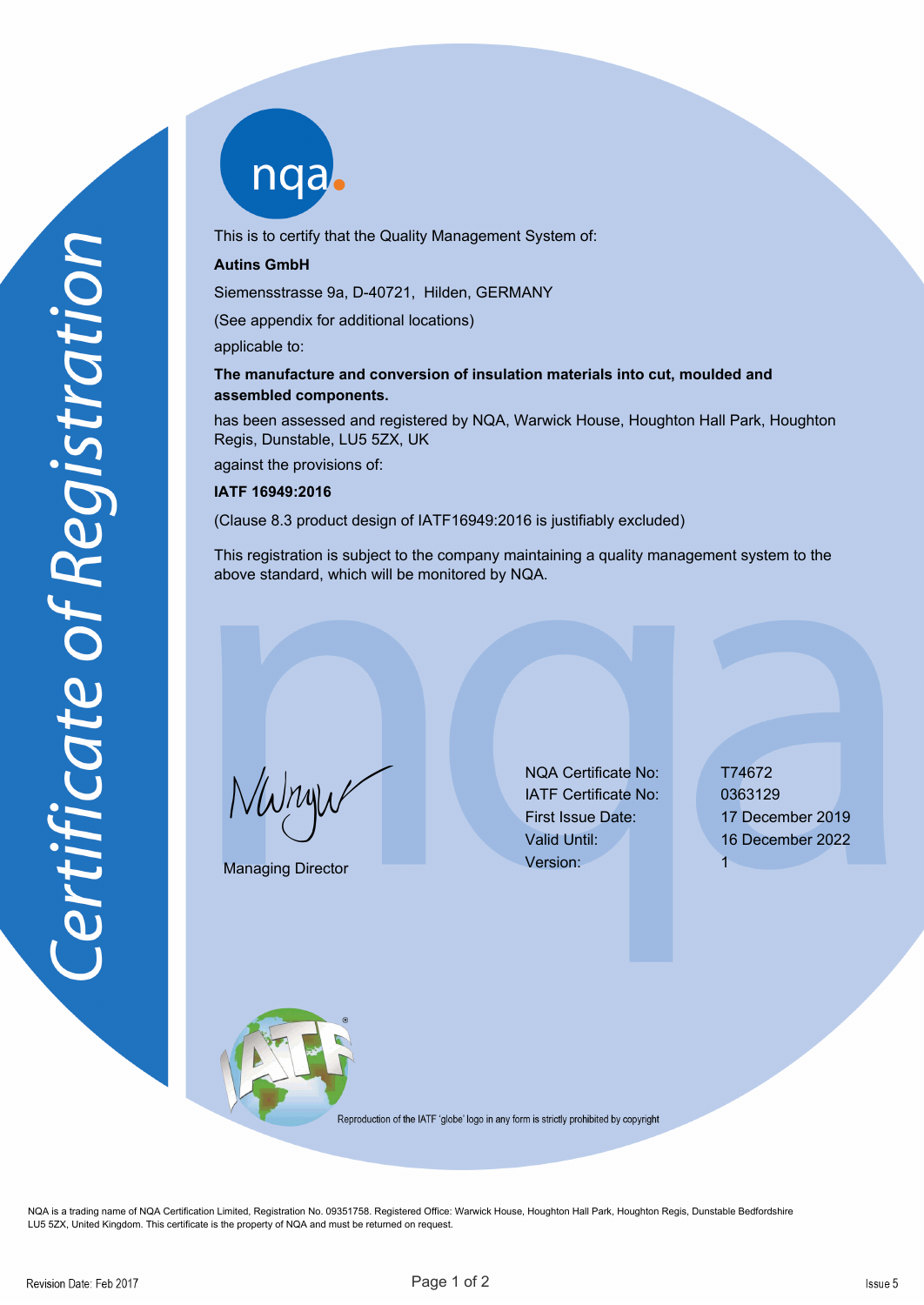# Certificate of Registration

This is to certify that the Quality Management System of:

**Autins GmbH**

Siemensstrasse 9a, D-40721, Hilden, GERMANY

(See appendix for additional locations)

applicable to:

**The manufacture and conversion of insulation materials into cut, moulded and assembled components.**

has been assessed and registered by NQA, Warwick House, Houghton Hall Park, Houghton Regis, Dunstable, LU5 5ZX, UK

against the provisions of:

**IATF 16949:2016**

(Clause 8.3 product design of IATF16949:2016 is justifiably excluded)

This registration is subject to the company maintaining a quality management system to the above standard, which will be monitored by NQA.

Managing Director

| | |
|---|---|
| NQA Certificate No: | T74672 |
| IATF Certificate No: | 0363129 |
| First Issue Date: | 17 December 2019 |
| Valid Until: | 16 December 2022 |
| Version: | 1 |

Reproduction of the IATF 'globe' logo in any form is strictly prohibited by copyright

NQA is a trading name of NQA Certification Limited, Registration No. 09351758. Registered Office: Warwick House, Houghton Hall Park, Houghton Regis, Dunstable Bedfordshire LU5 5ZX, United Kingdom. This certificate is the property of NQA and must be returned on request.

Revision Date: Feb 2017

Issue 5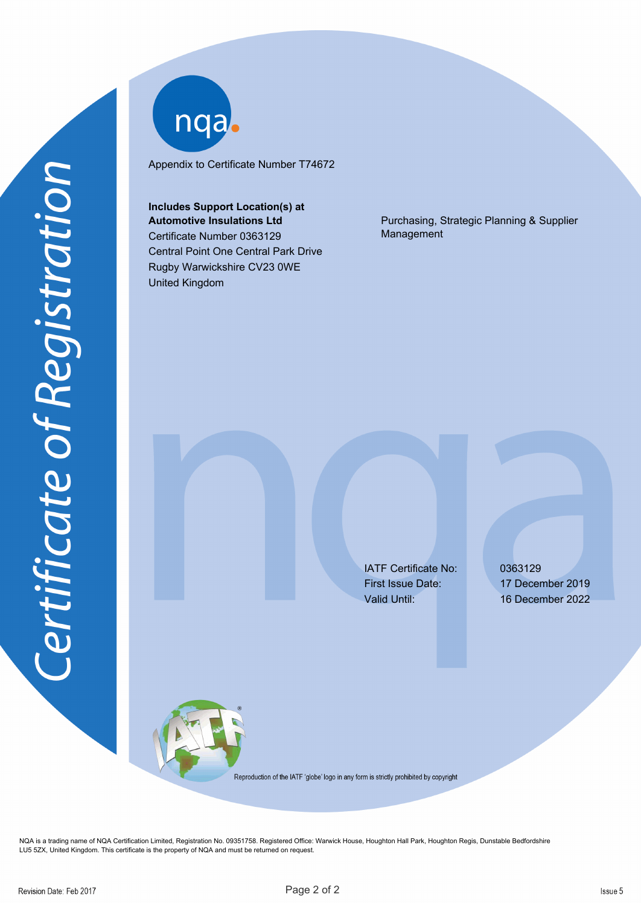Certificate of Registration

nqa.

Appendix to Certificate Number T74672

**Includes Support Location(s) at**
**Automotive Insulations Ltd**
Certificate Number 0363129
Central Point One Central Park Drive
Rugby Warwickshire CV23 0WE
United Kingdom

Purchasing, Strategic Planning & Supplier Management

| | |
|---|---|
| IATF Certificate No: | 0363129 |
| First Issue Date: | 17 December 2019 |
| Valid Until: | 16 December 2022 |

Reproduction of the IATF 'globe' logo in any form is strictly prohibited by copyright

NQA is a trading name of NQA Certification Limited, Registration No. 09351758. Registered Office: Warwick House, Houghton Hall Park, Houghton Regis, Dunstable Bedfordshire LU5 5ZX, United Kingdom. This certificate is the property of NQA and must be returned on request.

Revision Date: Feb 2017

Issue 5